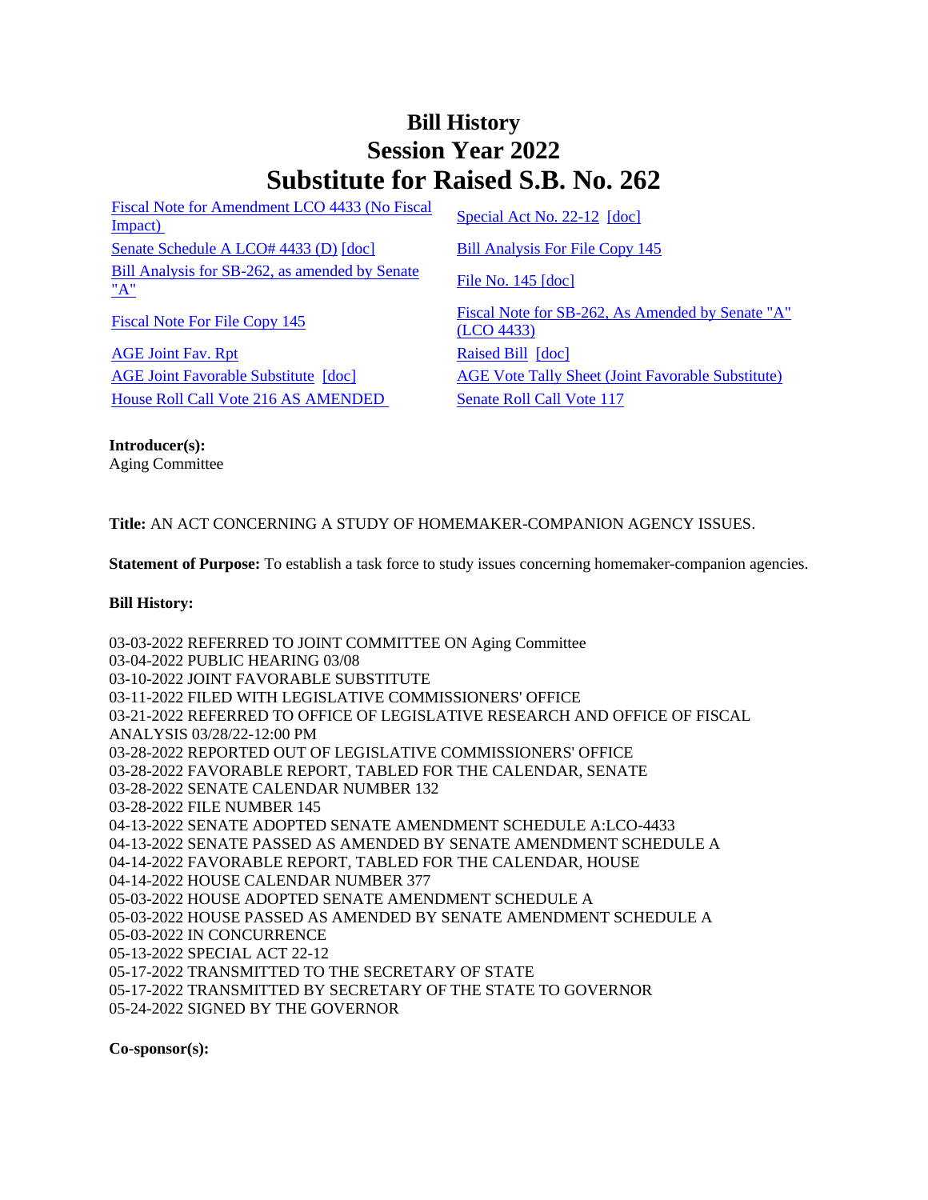# Bill History
# Session Year 2022
# Substitute for Raised S.B. No. 262

| | |
|---|---|
| Fiscal Note for Amendment LCO 4433 (No Fiscal Impact) | Special Act No. 22-12 [doc] |
| Senate Schedule A LCO# 4433 (D) [doc] | Bill Analysis For File Copy 145 |
| Bill Analysis for SB-262, as amended by Senate "A" | File No. 145 [doc] |
| Fiscal Note For File Copy 145 | Fiscal Note for SB-262, As Amended by Senate "A" (LCO 4433) |
| AGE Joint Fav. Rpt | Raised Bill [doc] |
| AGE Joint Favorable Substitute [doc] | AGE Vote Tally Sheet (Joint Favorable Substitute) |
| House Roll Call Vote 216 AS AMENDED | Senate Roll Call Vote 117 |

**Introducer(s):**
Aging Committee

**Title:** AN ACT CONCERNING A STUDY OF HOMEMAKER-COMPANION AGENCY ISSUES.

**Statement of Purpose:** To establish a task force to study issues concerning homemaker-companion agencies.

**Bill History:**

03-03-2022 REFERRED TO JOINT COMMITTEE ON Aging Committee
03-04-2022 PUBLIC HEARING 03/08
03-10-2022 JOINT FAVORABLE SUBSTITUTE
03-11-2022 FILED WITH LEGISLATIVE COMMISSIONERS' OFFICE
03-21-2022 REFERRED TO OFFICE OF LEGISLATIVE RESEARCH AND OFFICE OF FISCAL ANALYSIS 03/28/22-12:00 PM
03-28-2022 REPORTED OUT OF LEGISLATIVE COMMISSIONERS' OFFICE
03-28-2022 FAVORABLE REPORT, TABLED FOR THE CALENDAR, SENATE
03-28-2022 SENATE CALENDAR NUMBER 132
03-28-2022 FILE NUMBER 145
04-13-2022 SENATE ADOPTED SENATE AMENDMENT SCHEDULE A:LCO-4433
04-13-2022 SENATE PASSED AS AMENDED BY SENATE AMENDMENT SCHEDULE A
04-14-2022 FAVORABLE REPORT, TABLED FOR THE CALENDAR, HOUSE
04-14-2022 HOUSE CALENDAR NUMBER 377
05-03-2022 HOUSE ADOPTED SENATE AMENDMENT SCHEDULE A
05-03-2022 HOUSE PASSED AS AMENDED BY SENATE AMENDMENT SCHEDULE A
05-03-2022 IN CONCURRENCE
05-13-2022 SPECIAL ACT 22-12
05-17-2022 TRANSMITTED TO THE SECRETARY OF STATE
05-17-2022 TRANSMITTED BY SECRETARY OF THE STATE TO GOVERNOR
05-24-2022 SIGNED BY THE GOVERNOR

**Co-sponsor(s):**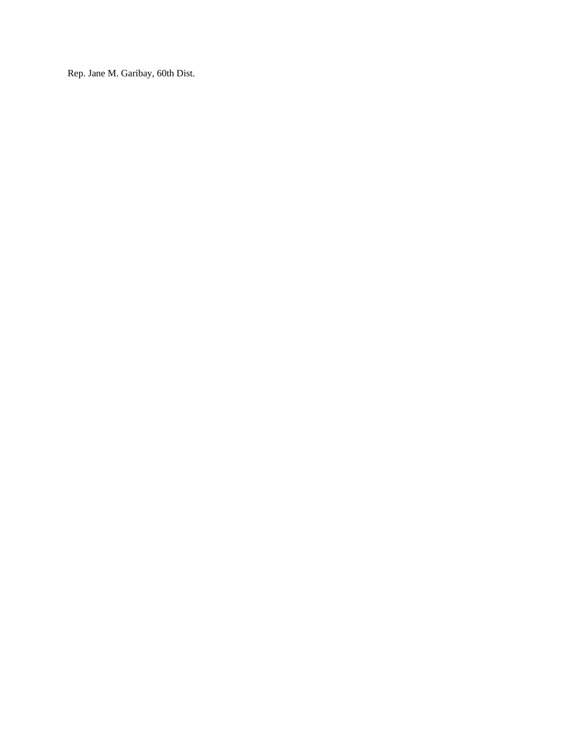Rep. Jane M. Garibay, 60th Dist.